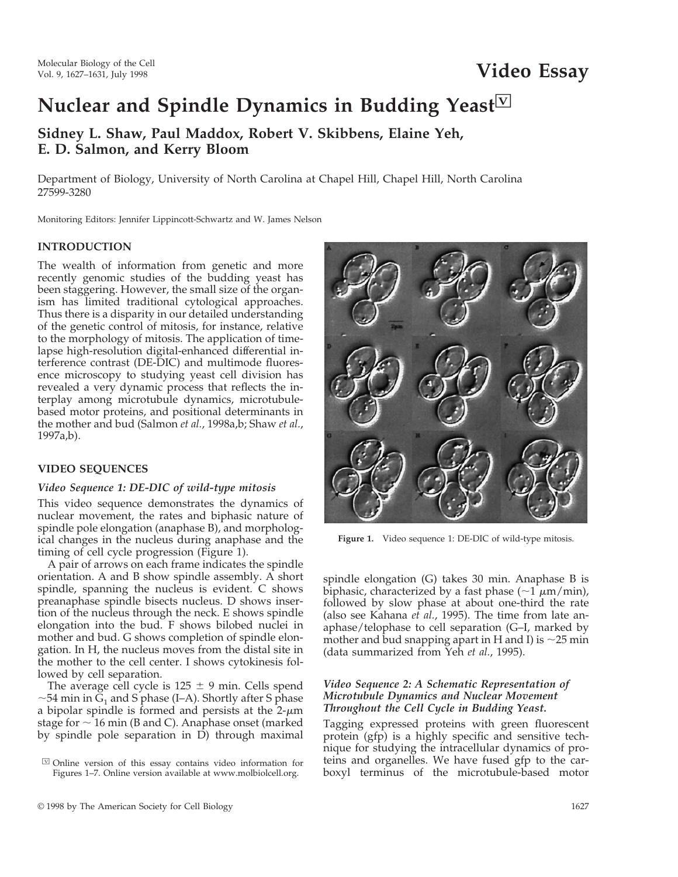Video Essay

# Nuclear and Spindle Dynamics in Budding Yeast[V]

**Sidney L. Shaw, Paul Maddox, Robert V. Skibbens, Elaine Yeh, E. D. Salmon, and Kerry Bloom**

Department of Biology, University of North Carolina at Chapel Hill, Chapel Hill, North Carolina 27599-3280

Monitoring Editors: Jennifer Lippincott-Schwartz and W. James Nelson

## INTRODUCTION

The wealth of information from genetic and more recently genomic studies of the budding yeast has been staggering. However, the small size of the organism has limited traditional cytological approaches. Thus there is a disparity in our detailed understanding of the genetic control of mitosis, for instance, relative to the morphology of mitosis. The application of time-lapse high-resolution digital-enhanced differential interference contrast (DE-DIC) and multimode fluorescence microscopy to studying yeast cell division has revealed a very dynamic process that reflects the interplay among microtubule dynamics, microtubule-based motor proteins, and positional determinants in the mother and bud (Salmon *et al.*, 1998a,b; Shaw *et al.*, 1997a,b).

## VIDEO SEQUENCES

### *Video Sequence 1: DE-DIC of wild-type mitosis*

This video sequence demonstrates the dynamics of nuclear movement, the rates and biphasic nature of spindle pole elongation (anaphase B), and morphological changes in the nucleus during anaphase and the timing of cell cycle progression (Figure 1).

Figure 1. Video sequence 1: DE-DIC of wild-type mitosis.

A pair of arrows on each frame indicates the spindle orientation. A and B show spindle assembly. A short spindle, spanning the nucleus is evident. C shows preanaphase spindle bisects nucleus. D shows insertion of the nucleus through the neck. E shows spindle elongation into the bud. F shows bilobed nuclei in mother and bud. G shows completion of spindle elongation. In H, the nucleus moves from the distal site in the mother to the cell center. I shows cytokinesis followed by cell separation.

The average cell cycle is 125 ± 9 min. Cells spend ~54 min in $G_1$ and S phase (I–A). Shortly after S phase a bipolar spindle is formed and persists at the 2-$\mu$m stage for ~ 16 min (B and C). Anaphase onset (marked by spindle pole separation in D) through maximal spindle elongation (G) takes 30 min. Anaphase B is biphasic, characterized by a fast phase (~1 $\mu$m/min), followed by slow phase at about one-third the rate (also see Kahana *et al.*, 1995). The time from late anaphase/telophase to cell separation (G–I, marked by mother and bud snapping apart in H and I) is ~25 min (data summarized from Yeh *et al.*, 1995).

### *Video Sequence 2: A Schematic Representation of Microtubule Dynamics and Nuclear Movement Throughout the Cell Cycle in Budding Yeast.*

Tagging expressed proteins with green fluorescent protein (gfp) is a highly specific and sensitive technique for studying the intracellular dynamics of proteins and organelles. We have fused gfp to the carboxyl terminus of the microtubule-based motor

[V] Online version of this essay contains video information for Figures 1–7. Online version available at www.molbiolcell.org.

© 1998 by The American Society for Cell Biology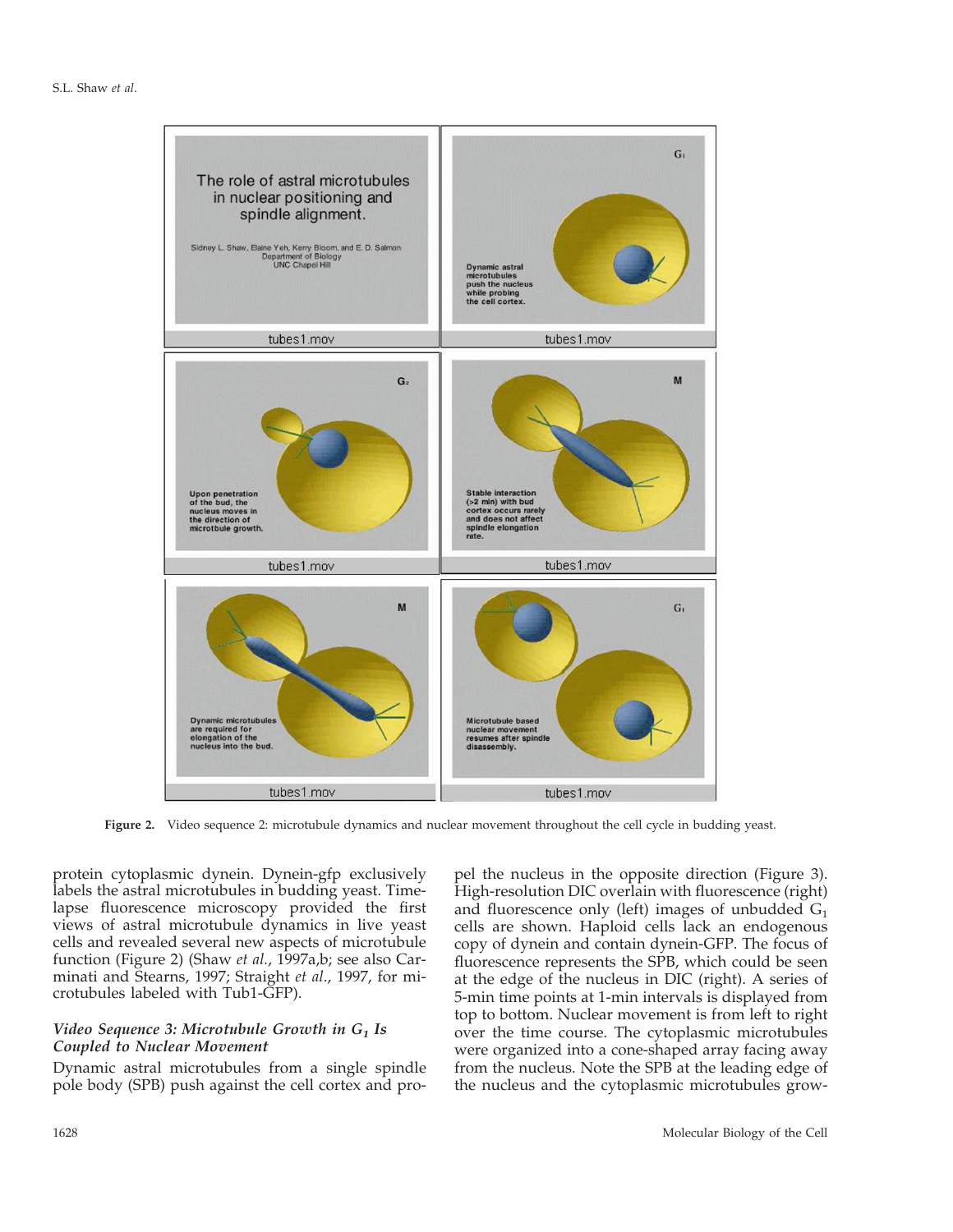**Figure 2.** Video sequence 2: microtubule dynamics and nuclear movement throughout the cell cycle in budding yeast.

protein cytoplasmic dynein. Dynein-gfp exclusively labels the astral microtubules in budding yeast. Time-lapse fluorescence microscopy provided the first views of astral microtubule dynamics in live yeast cells and revealed several new aspects of microtubule function (Figure 2) (Shaw *et al.*, 1997a,b; see also Carminati and Stearns, 1997; Straight *et al.*, 1997, for microtubules labeled with Tub1-GFP).

### *Video Sequence 3: Microtubule Growth in $G_1$ Is Coupled to Nuclear Movement*

Dynamic astral microtubules from a single spindle pole body (SPB) push against the cell cortex and propel the nucleus in the opposite direction (Figure 3). High-resolution DIC overlain with fluorescence (right) and fluorescence only (left) images of unbudded $G_1$ cells are shown. Haploid cells lack an endogenous copy of dynein and contain dynein-GFP. The focus of fluorescence represents the SPB, which could be seen at the edge of the nucleus in DIC (right). A series of 5-min time points at 1-min intervals is displayed from top to bottom. Nuclear movement is from left to right over the time course. The cytoplasmic microtubules were organized into a cone-shaped array facing away from the nucleus. Note the SPB at the leading edge of the nucleus and the cytoplasmic microtubules grow-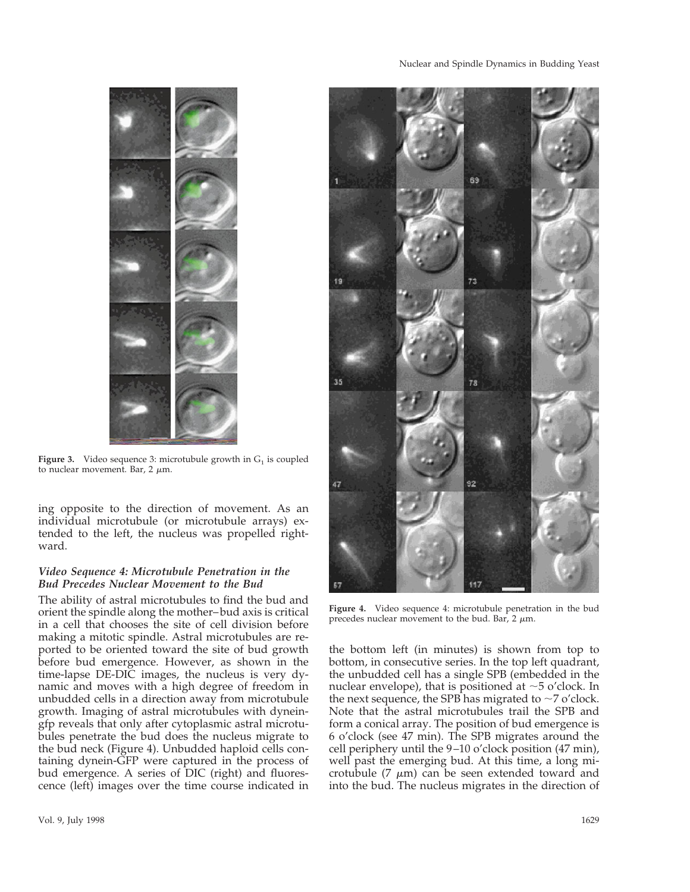**Figure 3.** Video sequence 3: microtubule growth in $G_1$ is coupled to nuclear movement. Bar, 2 $\mu$m.

ing opposite to the direction of movement. As an individual microtubule (or microtubule arrays) extended to the left, the nucleus was propelled rightward.

### *Video Sequence 4: Microtubule Penetration in the Bud Precedes Nuclear Movement to the Bud*

The ability of astral microtubules to find the bud and orient the spindle along the mother–bud axis is critical in a cell that chooses the site of cell division before making a mitotic spindle. Astral microtubules are reported to be oriented toward the site of bud growth before bud emergence. However, as shown in the time-lapse DE-DIC images, the nucleus is very dynamic and moves with a high degree of freedom in unbudded cells in a direction away from microtubule growth. Imaging of astral microtubules with dynein-gfp reveals that only after cytoplasmic astral microtubules penetrate the bud does the nucleus migrate to the bud neck (Figure 4). Unbudded haploid cells containing dynein-GFP were captured in the process of bud emergence. A series of DIC (right) and fluorescence (left) images over the time course indicated in the bottom left (in minutes) is shown from top to bottom, in consecutive series. In the top left quadrant, the unbudded cell has a single SPB (embedded in the nuclear envelope), that is positioned at ~5 o'clock. In the next sequence, the SPB has migrated to ~7 o'clock. Note that the astral microtubules trail the SPB and form a conical array. The position of bud emergence is 6 o'clock (see 47 min). The SPB migrates around the cell periphery until the 9–10 o'clock position (47 min), well past the emerging bud. At this time, a long microtubule (7 $\mu$m) can be seen extended toward and into the bud. The nucleus migrates in the direction of

**Figure 4.** Video sequence 4: microtubule penetration in the bud precedes nuclear movement to the bud. Bar, 2 $\mu$m.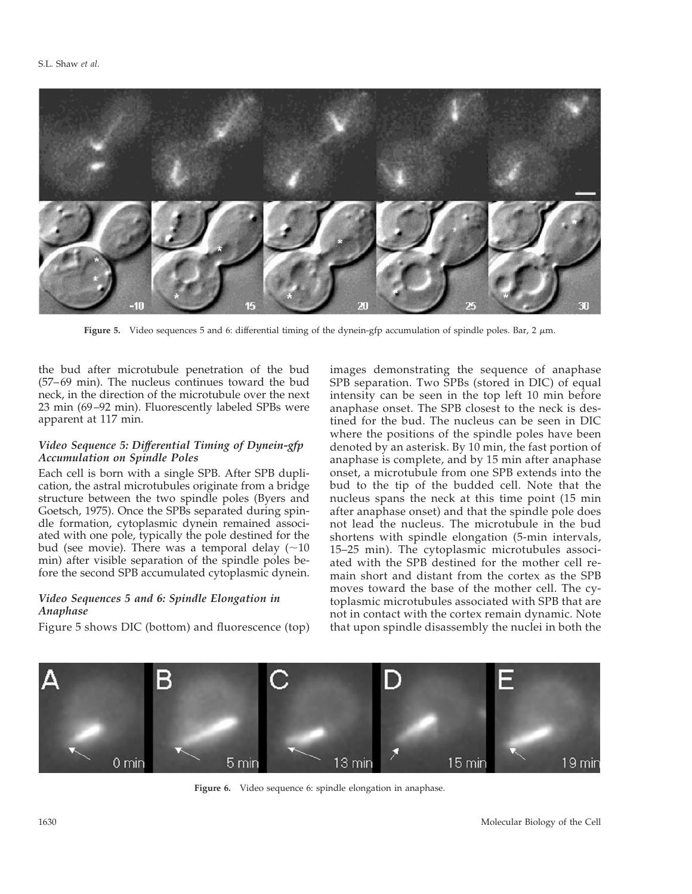Figure 5. Video sequences 5 and 6: differential timing of the dynein-gfp accumulation of spindle poles. Bar, 2 μm.

the bud after microtubule penetration of the bud (57–69 min). The nucleus continues toward the bud neck, in the direction of the microtubule over the next 23 min (69–92 min). Fluorescently labeled SPBs were apparent at 117 min.

### *Video Sequence 5: Differential Timing of Dynein-gfp Accumulation on Spindle Poles*

Each cell is born with a single SPB. After SPB duplication, the astral microtubules originate from a bridge structure between the two spindle poles (Byers and Goetsch, 1975). Once the SPBs separated during spindle formation, cytoplasmic dynein remained associated with one pole, typically the pole destined for the bud (see movie). There was a temporal delay (~10 min) after visible separation of the spindle poles before the second SPB accumulated cytoplasmic dynein.

### *Video Sequences 5 and 6: Spindle Elongation in Anaphase*

Figure 5 shows DIC (bottom) and fluorescence (top) images demonstrating the sequence of anaphase SPB separation. Two SPBs (stored in DIC) of equal intensity can be seen in the top left 10 min before anaphase onset. The SPB closest to the neck is destined for the bud. The nucleus can be seen in DIC where the positions of the spindle poles have been denoted by an asterisk. By 10 min, the fast portion of anaphase is complete, and by 15 min after anaphase onset, a microtubule from one SPB extends into the bud to the tip of the budded cell. Note that the nucleus spans the neck at this time point (15 min after anaphase onset) and that the spindle pole does not lead the nucleus. The microtubule in the bud shortens with spindle elongation (5-min intervals, 15–25 min). The cytoplasmic microtubules associated with the SPB destined for the mother cell remain short and distant from the cortex as the SPB moves toward the base of the mother cell. The cytoplasmic microtubules associated with SPB that are not in contact with the cortex remain dynamic. Note that upon spindle disassembly the nuclei in both the

Figure 6. Video sequence 6: spindle elongation in anaphase.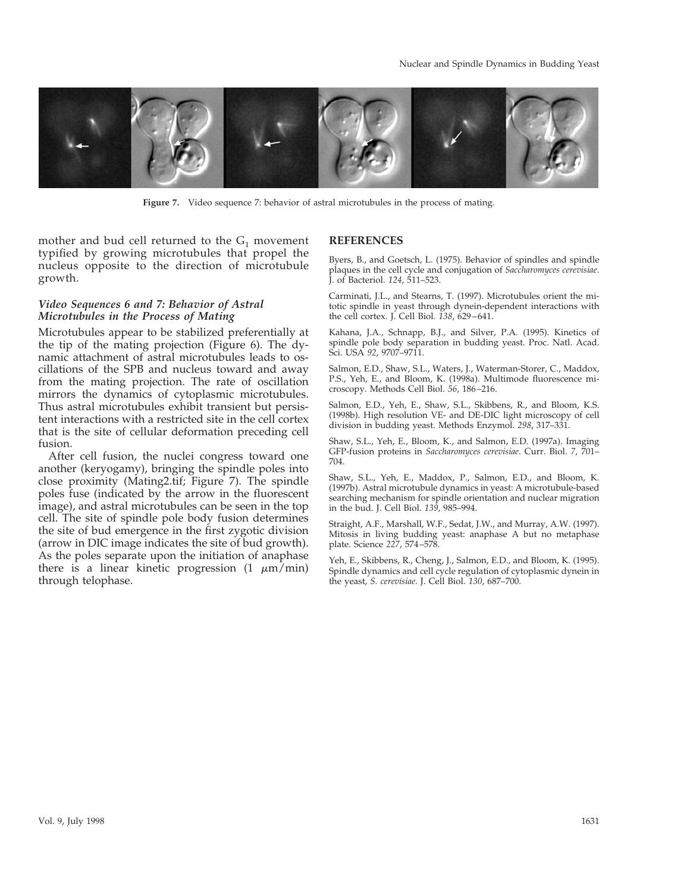**Figure 7.** Video sequence 7: behavior of astral microtubules in the process of mating.

mother and bud cell returned to the $G_1$ movement typified by growing microtubules that propel the nucleus opposite to the direction of microtubule growth.

### *Video Sequences 6 and 7: Behavior of Astral Microtubules in the Process of Mating*

Microtubules appear to be stabilized preferentially at the tip of the mating projection (Figure 6). The dynamic attachment of astral microtubules leads to oscillations of the SPB and nucleus toward and away from the mating projection. The rate of oscillation mirrors the dynamics of cytoplasmic microtubules. Thus astral microtubules exhibit transient but persistent interactions with a restricted site in the cell cortex that is the site of cellular deformation preceding cell fusion.

After cell fusion, the nuclei congress toward one another (keryogamy), bringing the spindle poles into close proximity (Mating2.tif; Figure 7). The spindle poles fuse (indicated by the arrow in the fluorescent image), and astral microtubules can be seen in the top cell. The site of spindle pole body fusion determines the site of bud emergence in the first zygotic division (arrow in DIC image indicates the site of bud growth). As the poles separate upon the initiation of anaphase there is a linear kinetic progression (1 $\mu$m/min) through telophase.

## REFERENCES

Byers, B., and Goetsch, L. (1975). Behavior of spindles and spindle plaques in the cell cycle and conjugation of *Saccharomyces cerevisiae*. J. of Bacteriol. *124*, 511–523.

Carminati, J.L., and Stearns, T. (1997). Microtubules orient the mitotic spindle in yeast through dynein-dependent interactions with the cell cortex. J. Cell Biol. *138*, 629–641.

Kahana, J.A., Schnapp, B.J., and Silver, P.A. (1995). Kinetics of spindle pole body separation in budding yeast. Proc. Natl. Acad. Sci. USA *92*, 9707–9711.

Salmon, E.D., Shaw, S.L., Waters, J., Waterman-Storer, C., Maddox, P.S., Yeh, E., and Bloom, K. (1998a). Multimode fluorescence microscopy. Methods Cell Biol. *56*, 186–216.

Salmon, E.D., Yeh, E., Shaw, S.L., Skibbens, R., and Bloom, K.S. (1998b). High resolution VE- and DE-DIC light microscopy of cell division in budding yeast. Methods Enzymol. *298*, 317–331.

Shaw, S.L., Yeh, E., Bloom, K., and Salmon, E.D. (1997a). Imaging GFP-fusion proteins in *Saccharomyces cerevisiae*. Curr. Biol. *7*, 701–704.

Shaw, S.L., Yeh, E., Maddox, P., Salmon, E.D., and Bloom, K. (1997b). Astral microtubule dynamics in yeast: A microtubule-based searching mechanism for spindle orientation and nuclear migration in the bud. J. Cell Biol. *139*, 985–994.

Straight, A.F., Marshall, W.F., Sedat, J.W., and Murray, A.W. (1997). Mitosis in living budding yeast: anaphase A but no metaphase plate. Science *227*, 574–578.

Yeh, E., Skibbens, R., Cheng, J., Salmon, E.D., and Bloom, K. (1995). Spindle dynamics and cell cycle regulation of cytoplasmic dynein in the yeast, *S. cerevisiae*. J. Cell Biol. *130*, 687–700.